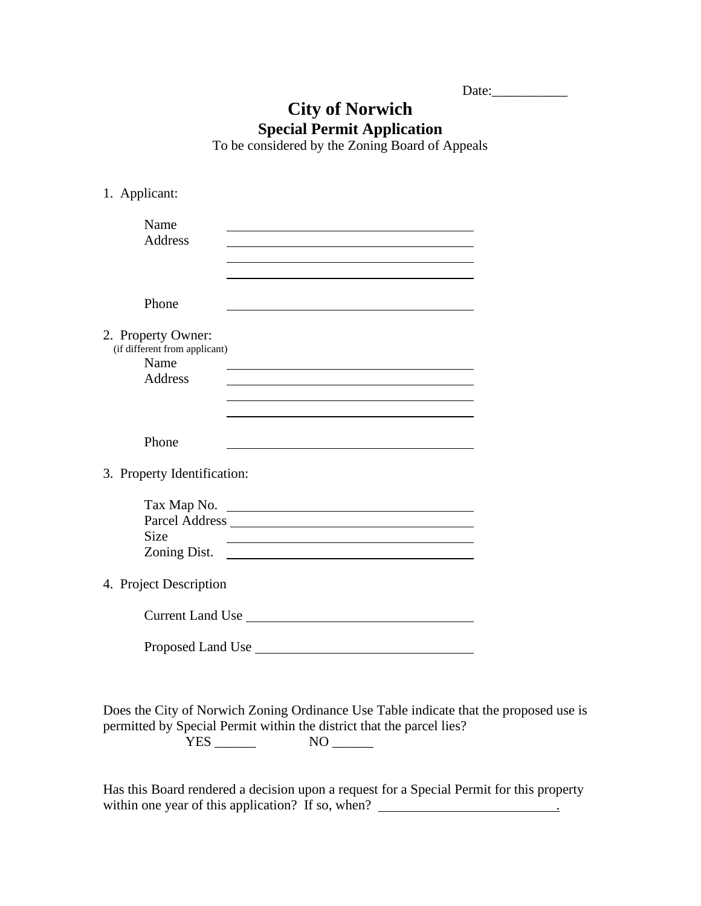Date:___________

# City of Norwich

## Special Permit Application

To be considered by the Zoning Board of Appeals

1. Applicant:

   Name ______________________________________

   Address ______________________________________

   ______________________________________

   ______________________________________

   Phone ______________________________________

2. Property Owner:
   (if different from applicant)

   Name ______________________________________

   Address ______________________________________

   ______________________________________

   ______________________________________

   Phone ______________________________________

3. Property Identification:

   Tax Map No. ______________________________________

   Parcel Address ______________________________________

   Size ______________________________________

   Zoning Dist. ______________________________________

4. Project Description

   Current Land Use ______________________________________

   Proposed Land Use ______________________________________

Does the City of Norwich Zoning Ordinance Use Table indicate that the proposed use is permitted by Special Permit within the district that the parcel lies?

YES ______ NO ______

Has this Board rendered a decision upon a request for a Special Permit for this property within one year of this application? If so, when? ___________________________.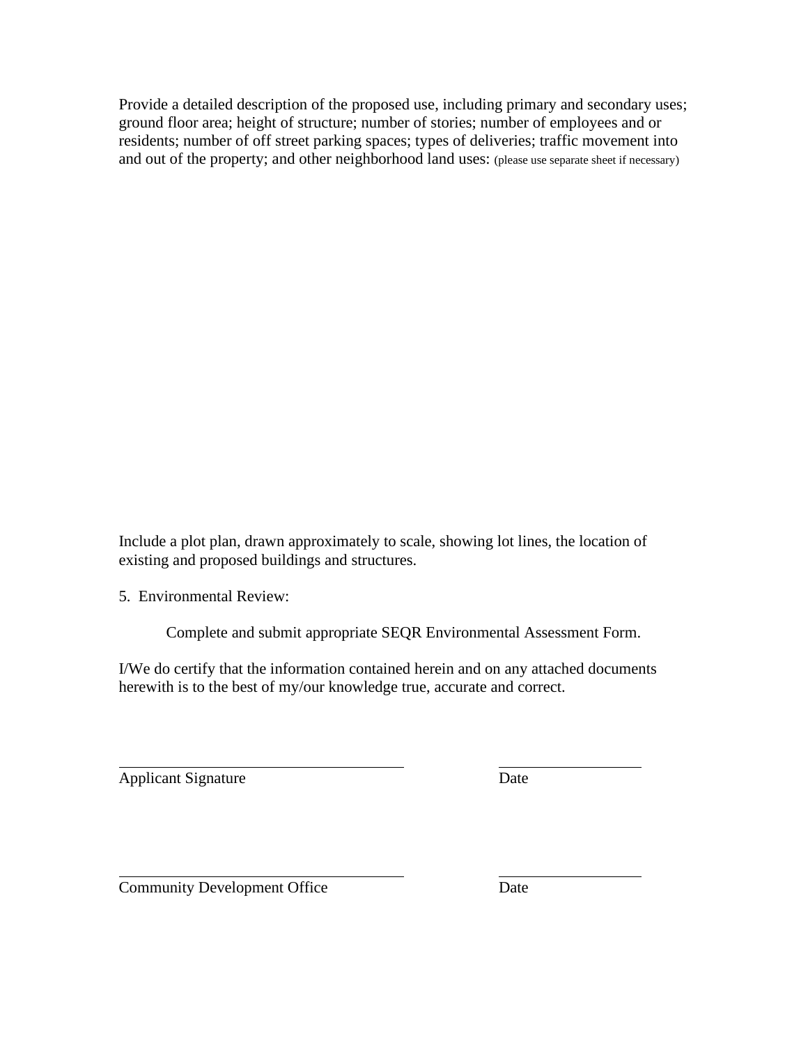Provide a detailed description of the proposed use, including primary and secondary uses; ground floor area; height of structure; number of stories; number of employees and or residents; number of off street parking spaces; types of deliveries; traffic movement into and out of the property; and other neighborhood land uses: (please use separate sheet if necessary)

Include a plot plan, drawn approximately to scale, showing lot lines, the location of existing and proposed buildings and structures.

5. Environmental Review:

Complete and submit appropriate SEQR Environmental Assessment Form.

I/We do certify that the information contained herein and on any attached documents herewith is to the best of my/our knowledge true, accurate and correct.

\_\_\_\_\_\_\_\_\_\_\_\_\_\_\_\_\_\_\_\_\_\_\_\_\_\_\_\_\_\_\_\_\_\_\_\_ \_\_\_\_\_\_\_\_\_\_\_\_\_\_\_\_\_\_
Applicant Signature Date

\_\_\_\_\_\_\_\_\_\_\_\_\_\_\_\_\_\_\_\_\_\_\_\_\_\_\_\_\_\_\_\_\_\_\_\_ \_\_\_\_\_\_\_\_\_\_\_\_\_\_\_\_\_\_
Community Development Office Date